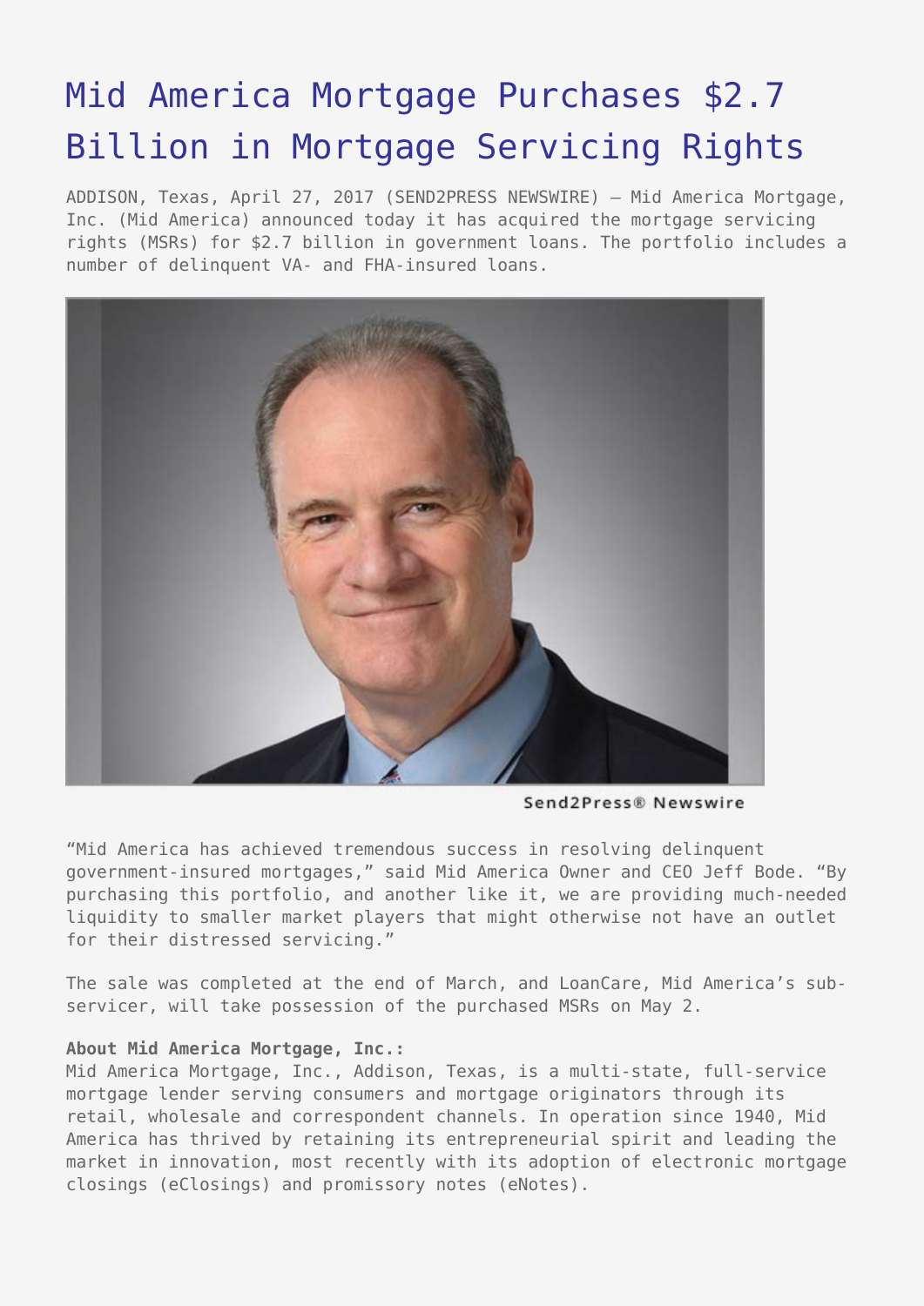# Mid America Mortgage Purchases $2.7 Billion in Mortgage Servicing Rights

ADDISON, Texas, April 27, 2017 (SEND2PRESS NEWSWIRE) — Mid America Mortgage, Inc. (Mid America) announced today it has acquired the mortgage servicing rights (MSRs) for $2.7 billion in government loans. The portfolio includes a number of delinquent VA- and FHA-insured loans.

Send2Press® Newswire

"Mid America has achieved tremendous success in resolving delinquent government-insured mortgages," said Mid America Owner and CEO Jeff Bode. "By purchasing this portfolio, and another like it, we are providing much-needed liquidity to smaller market players that might otherwise not have an outlet for their distressed servicing."

The sale was completed at the end of March, and LoanCare, Mid America's sub-servicer, will take possession of the purchased MSRs on May 2.

**About Mid America Mortgage, Inc.:**
Mid America Mortgage, Inc., Addison, Texas, is a multi-state, full-service mortgage lender serving consumers and mortgage originators through its retail, wholesale and correspondent channels. In operation since 1940, Mid America has thrived by retaining its entrepreneurial spirit and leading the market in innovation, most recently with its adoption of electronic mortgage closings (eClosings) and promissory notes (eNotes).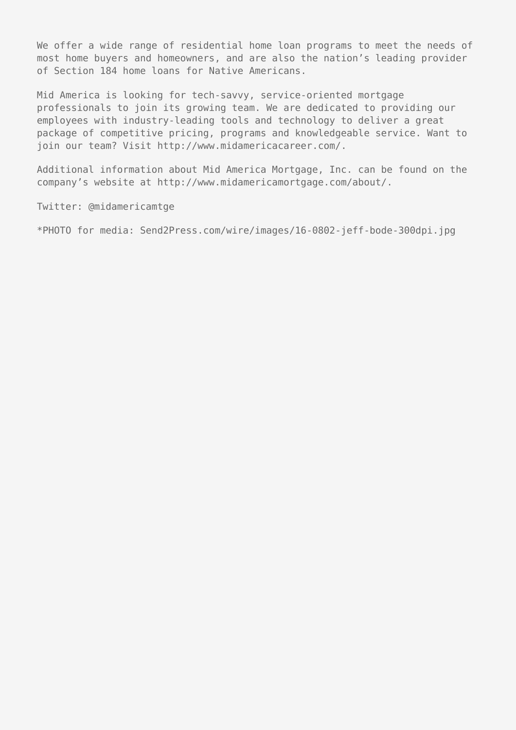We offer a wide range of residential home loan programs to meet the needs of most home buyers and homeowners, and are also the nation’s leading provider of Section 184 home loans for Native Americans.

Mid America is looking for tech-savvy, service-oriented mortgage professionals to join its growing team. We are dedicated to providing our employees with industry-leading tools and technology to deliver a great package of competitive pricing, programs and knowledgeable service. Want to join our team? Visit http://www.midamericacareer.com/.

Additional information about Mid America Mortgage, Inc. can be found on the company’s website at http://www.midamericamortgage.com/about/.

Twitter: @midamericamtge

*PHOTO for media: Send2Press.com/wire/images/16-0802-jeff-bode-300dpi.jpg